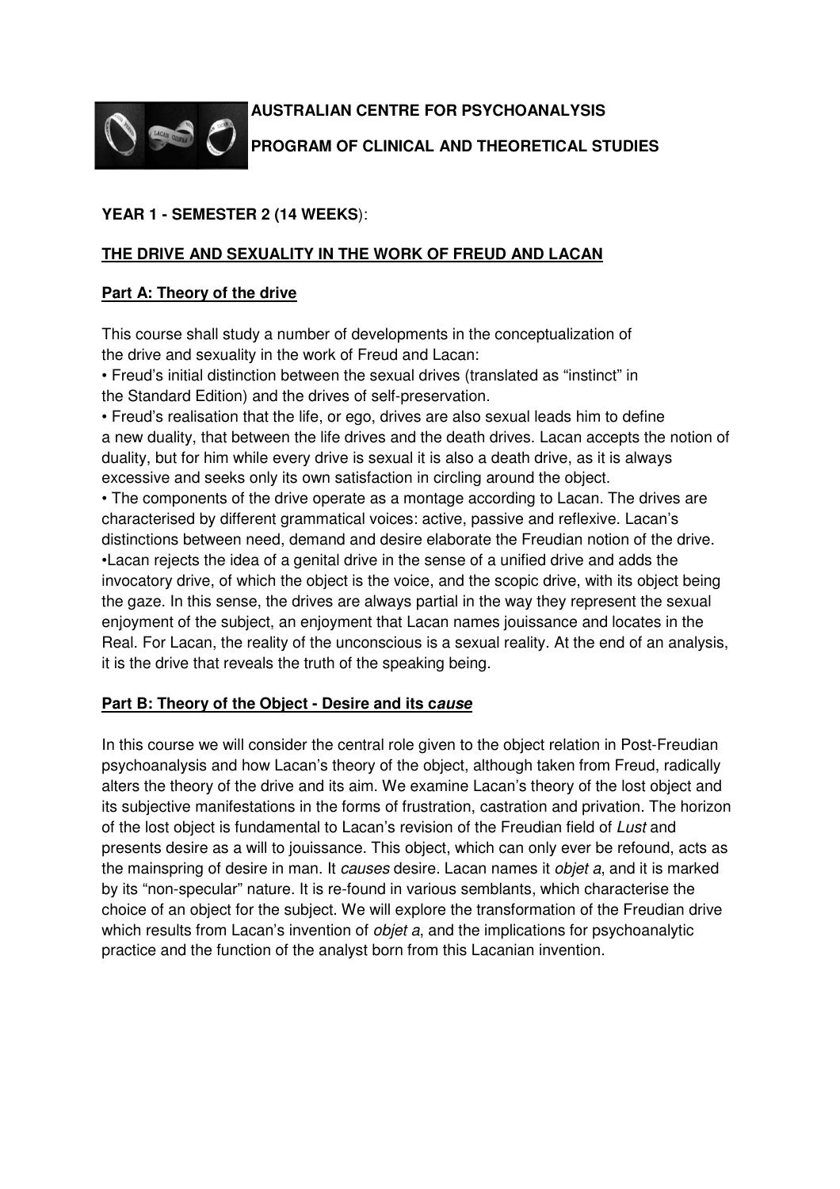**AUSTRALIAN CENTRE FOR PSYCHOANALYSIS**

**PROGRAM OF CLINICAL AND THEORETICAL STUDIES**

**YEAR 1 - SEMESTER 2 (14 WEEKS**):

## THE DRIVE AND SEXUALITY IN THE WORK OF FREUD AND LACAN

### Part A: Theory of the drive

This course shall study a number of developments in the conceptualization of the drive and sexuality in the work of Freud and Lacan:

- Freud's initial distinction between the sexual drives (translated as "instinct" in the Standard Edition) and the drives of self-preservation.
- Freud's realisation that the life, or ego, drives are also sexual leads him to define a new duality, that between the life drives and the death drives. Lacan accepts the notion of duality, but for him while every drive is sexual it is also a death drive, as it is always excessive and seeks only its own satisfaction in circling around the object.
- The components of the drive operate as a montage according to Lacan. The drives are characterised by different grammatical voices: active, passive and reflexive. Lacan's distinctions between need, demand and desire elaborate the Freudian notion of the drive.
- Lacan rejects the idea of a genital drive in the sense of a unified drive and adds the invocatory drive, of which the object is the voice, and the scopic drive, with its object being the gaze. In this sense, the drives are always partial in the way they represent the sexual enjoyment of the subject, an enjoyment that Lacan names jouissance and locates in the Real. For Lacan, the reality of the unconscious is a sexual reality. At the end of an analysis, it is the drive that reveals the truth of the speaking being.

### Part B: Theory of the Object - Desire and its c*ause*

In this course we will consider the central role given to the object relation in Post-Freudian psychoanalysis and how Lacan's theory of the object, although taken from Freud, radically alters the theory of the drive and its aim. We examine Lacan's theory of the lost object and its subjective manifestations in the forms of frustration, castration and privation. The horizon of the lost object is fundamental to Lacan's revision of the Freudian field of *Lust* and presents desire as a will to jouissance. This object, which can only ever be refound, acts as the mainspring of desire in man. It *causes* desire. Lacan names it *objet a*, and it is marked by its "non-specular" nature. It is re-found in various semblants, which characterise the choice of an object for the subject. We will explore the transformation of the Freudian drive which results from Lacan's invention of *objet a*, and the implications for psychoanalytic practice and the function of the analyst born from this Lacanian invention.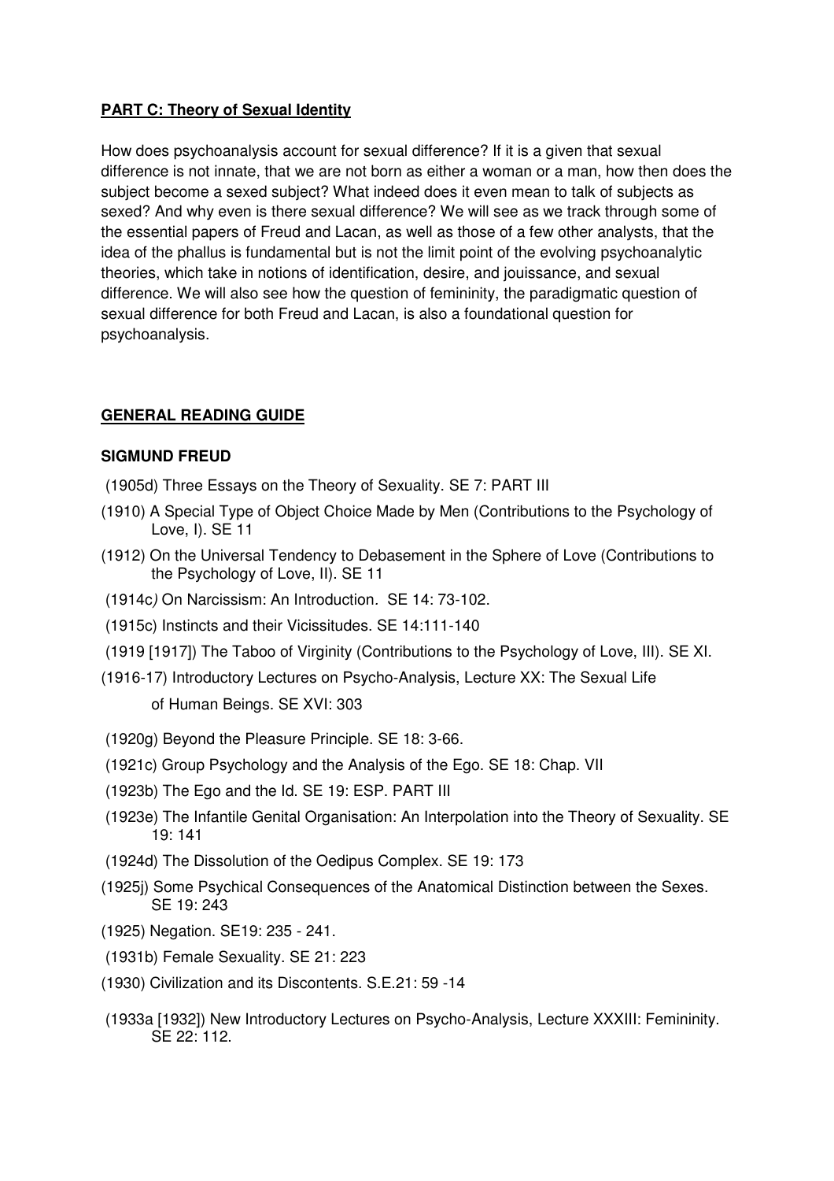## **PART C: Theory of Sexual Identity**

How does psychoanalysis account for sexual difference? If it is a given that sexual difference is not innate, that we are not born as either a woman or a man, how then does the subject become a sexed subject? What indeed does it even mean to talk of subjects as sexed? And why even is there sexual difference? We will see as we track through some of the essential papers of Freud and Lacan, as well as those of a few other analysts, that the idea of the phallus is fundamental but is not the limit point of the evolving psychoanalytic theories, which take in notions of identification, desire, and jouissance, and sexual difference. We will also see how the question of femininity, the paradigmatic question of sexual difference for both Freud and Lacan, is also a foundational question for psychoanalysis.

## **GENERAL READING GUIDE**

### **SIGMUND FREUD**

(1905d) Three Essays on the Theory of Sexuality. SE 7: PART III

(1910) A Special Type of Object Choice Made by Men (Contributions to the Psychology of Love, I). SE 11

(1912) On the Universal Tendency to Debasement in the Sphere of Love (Contributions to the Psychology of Love, II). SE 11

(1914c*)* On Narcissism: An Introduction*.* SE 14: 73-102.

(1915c) Instincts and their Vicissitudes. SE 14:111-140

(1919 [1917]) The Taboo of Virginity (Contributions to the Psychology of Love, III). SE XI.

(1916-17) Introductory Lectures on Psycho-Analysis, Lecture XX: The Sexual Life of Human Beings. SE XVI: 303

(1920g) Beyond the Pleasure Principle. SE 18: 3-66.

(1921c) Group Psychology and the Analysis of the Ego. SE 18: Chap. VII

(1923b) The Ego and the Id. SE 19: ESP. PART III

(1923e) The Infantile Genital Organisation: An Interpolation into the Theory of Sexuality. SE 19: 141

(1924d) The Dissolution of the Oedipus Complex. SE 19: 173

(1925j) Some Psychical Consequences of the Anatomical Distinction between the Sexes. SE 19: 243

(1925) Negation. SE19: 235 - 241.

(1931b) Female Sexuality. SE 21: 223

(1930) Civilization and its Discontents. S.E.21: 59 -14

(1933a [1932]) New Introductory Lectures on Psycho-Analysis, Lecture XXXIII: Femininity. SE 22: 112.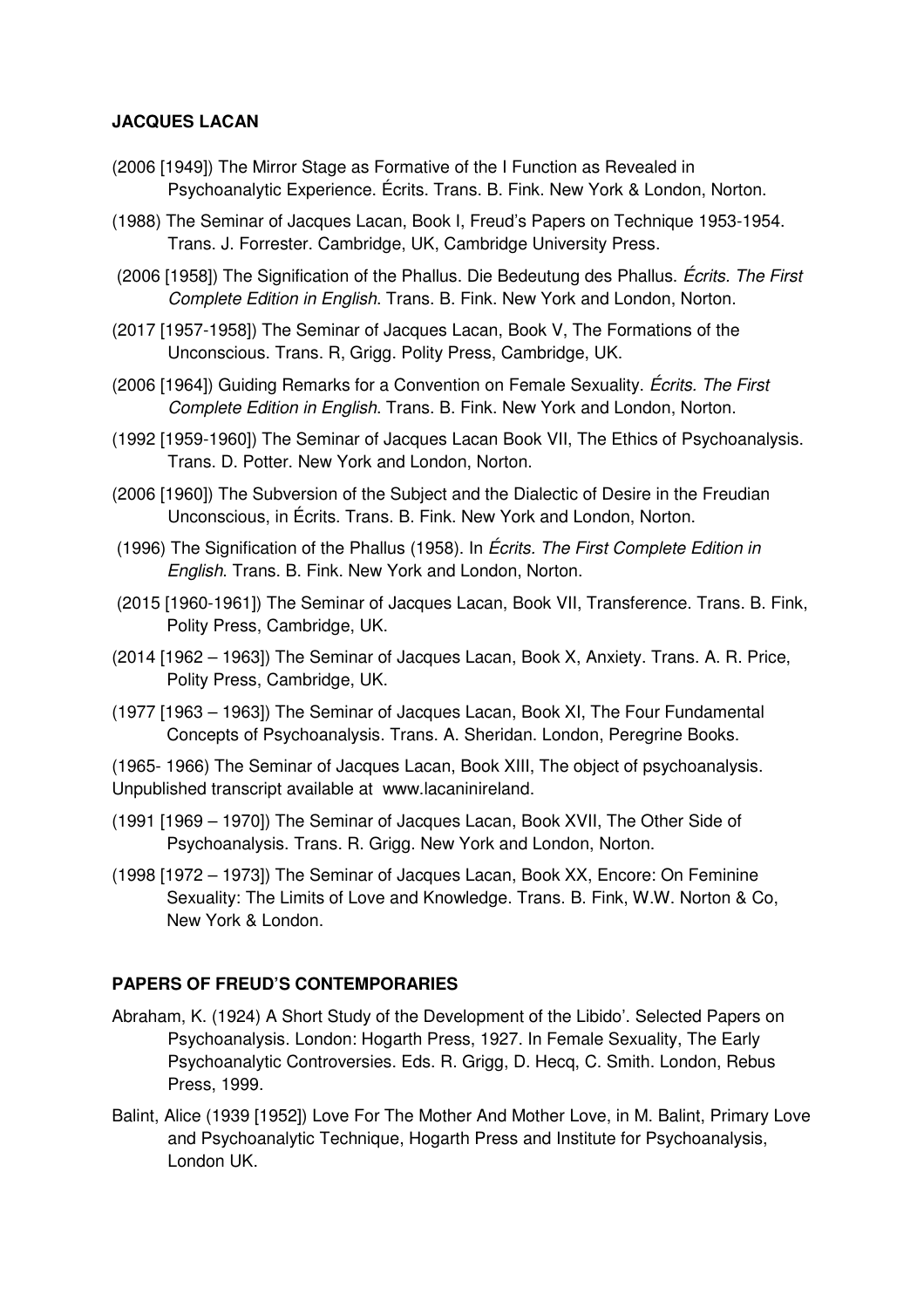**JACQUES LACAN**

(2006 [1949]) The Mirror Stage as Formative of the I Function as Revealed in Psychoanalytic Experience. Écrits. Trans. B. Fink. New York & London, Norton.

(1988) The Seminar of Jacques Lacan, Book I, Freud's Papers on Technique 1953-1954. Trans. J. Forrester. Cambridge, UK, Cambridge University Press.

(2006 [1958]) The Signification of the Phallus. Die Bedeutung des Phallus. *Écrits. The First Complete Edition in English*. Trans. B. Fink. New York and London, Norton.

(2017 [1957-1958]) The Seminar of Jacques Lacan, Book V, The Formations of the Unconscious. Trans. R, Grigg. Polity Press, Cambridge, UK.

(2006 [1964]) Guiding Remarks for a Convention on Female Sexuality. *Écrits. The First Complete Edition in English*. Trans. B. Fink. New York and London, Norton.

(1992 [1959-1960]) The Seminar of Jacques Lacan Book VII, The Ethics of Psychoanalysis. Trans. D. Potter. New York and London, Norton.

(2006 [1960]) The Subversion of the Subject and the Dialectic of Desire in the Freudian Unconscious, in Écrits. Trans. B. Fink. New York and London, Norton.

(1996) The Signification of the Phallus (1958). In *Écrits. The First Complete Edition in English*. Trans. B. Fink. New York and London, Norton.

(2015 [1960-1961]) The Seminar of Jacques Lacan, Book VII, Transference. Trans. B. Fink, Polity Press, Cambridge, UK.

(2014 [1962 – 1963]) The Seminar of Jacques Lacan, Book X, Anxiety. Trans. A. R. Price, Polity Press, Cambridge, UK.

(1977 [1963 – 1963]) The Seminar of Jacques Lacan, Book XI, The Four Fundamental Concepts of Psychoanalysis. Trans. A. Sheridan. London, Peregrine Books.

(1965- 1966) The Seminar of Jacques Lacan, Book XIII, The object of psychoanalysis. Unpublished transcript available at www.lacaninireland.

(1991 [1969 – 1970]) The Seminar of Jacques Lacan, Book XVII, The Other Side of Psychoanalysis. Trans. R. Grigg. New York and London, Norton.

(1998 [1972 – 1973]) The Seminar of Jacques Lacan, Book XX, Encore: On Feminine Sexuality: The Limits of Love and Knowledge. Trans. B. Fink, W.W. Norton & Co, New York & London.

**PAPERS OF FREUD'S CONTEMPORARIES**

Abraham, K. (1924) A Short Study of the Development of the Libido'. Selected Papers on Psychoanalysis. London: Hogarth Press, 1927. In Female Sexuality, The Early Psychoanalytic Controversies. Eds. R. Grigg, D. Hecq, C. Smith. London, Rebus Press, 1999.

Balint, Alice (1939 [1952]) Love For The Mother And Mother Love, in M. Balint, Primary Love and Psychoanalytic Technique, Hogarth Press and Institute for Psychoanalysis, London UK.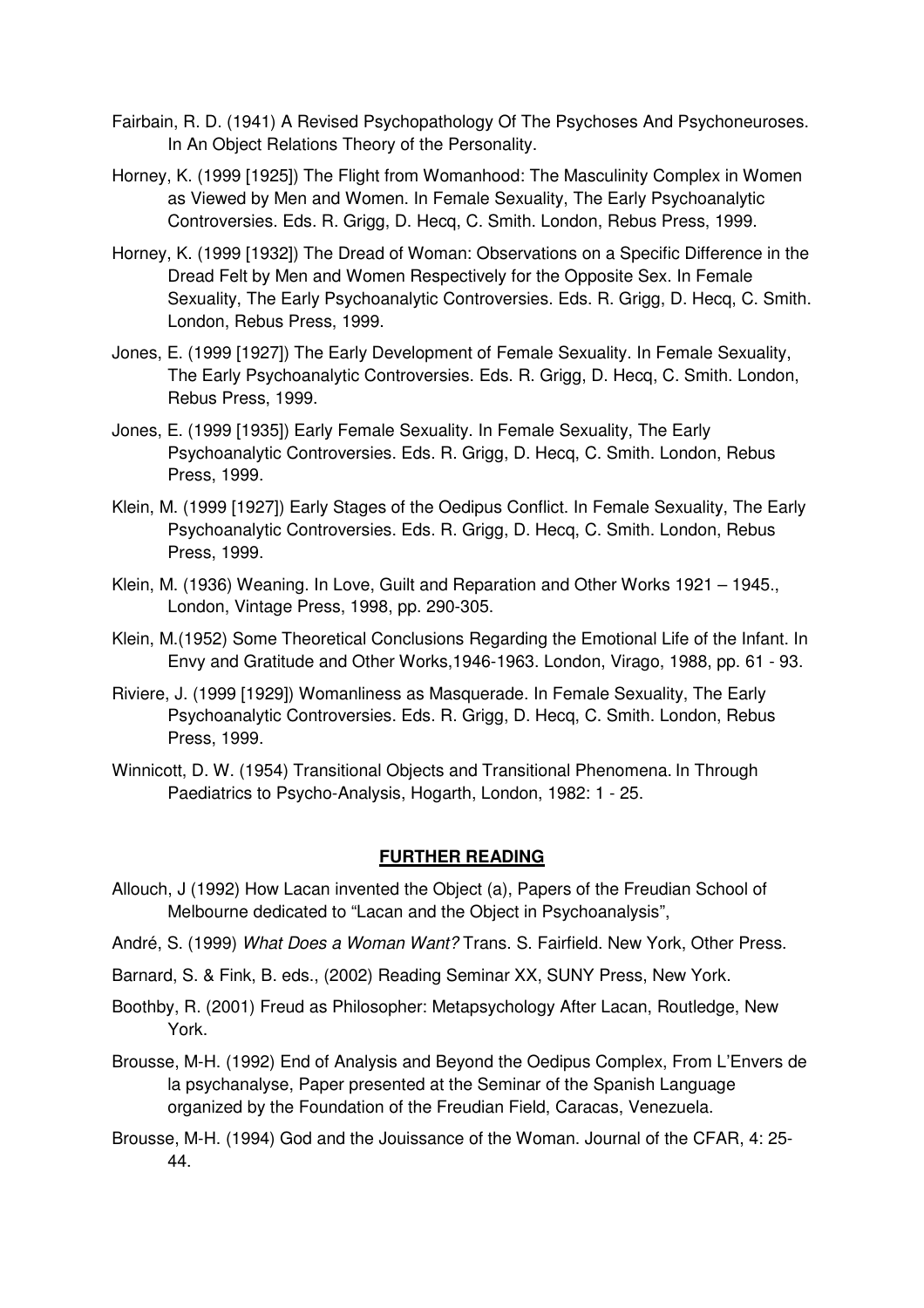Fairbain, R. D. (1941) A Revised Psychopathology Of The Psychoses And Psychoneuroses. In An Object Relations Theory of the Personality.

Horney, K. (1999 [1925]) The Flight from Womanhood: The Masculinity Complex in Women as Viewed by Men and Women. In Female Sexuality, The Early Psychoanalytic Controversies. Eds. R. Grigg, D. Hecq, C. Smith. London, Rebus Press, 1999.

Horney, K. (1999 [1932]) The Dread of Woman: Observations on a Specific Difference in the Dread Felt by Men and Women Respectively for the Opposite Sex. In Female Sexuality, The Early Psychoanalytic Controversies. Eds. R. Grigg, D. Hecq, C. Smith. London, Rebus Press, 1999.

Jones, E. (1999 [1927]) The Early Development of Female Sexuality. In Female Sexuality, The Early Psychoanalytic Controversies. Eds. R. Grigg, D. Hecq, C. Smith. London, Rebus Press, 1999.

Jones, E. (1999 [1935]) Early Female Sexuality. In Female Sexuality, The Early Psychoanalytic Controversies. Eds. R. Grigg, D. Hecq, C. Smith. London, Rebus Press, 1999.

Klein, M. (1999 [1927]) Early Stages of the Oedipus Conflict. In Female Sexuality, The Early Psychoanalytic Controversies. Eds. R. Grigg, D. Hecq, C. Smith. London, Rebus Press, 1999.

Klein, M. (1936) Weaning. In Love, Guilt and Reparation and Other Works 1921 – 1945., London, Vintage Press, 1998, pp. 290-305.

Klein, M.(1952) Some Theoretical Conclusions Regarding the Emotional Life of the Infant. In Envy and Gratitude and Other Works,1946-1963. London, Virago, 1988, pp. 61 - 93.

Riviere, J. (1999 [1929]) Womanliness as Masquerade. In Female Sexuality, The Early Psychoanalytic Controversies. Eds. R. Grigg, D. Hecq, C. Smith. London, Rebus Press, 1999.

Winnicott, D. W. (1954) Transitional Objects and Transitional Phenomena. In Through Paediatrics to Psycho-Analysis, Hogarth, London, 1982: 1 - 25.

## **FURTHER READING**

Allouch, J (1992) How Lacan invented the Object (a), Papers of the Freudian School of Melbourne dedicated to "Lacan and the Object in Psychoanalysis",

André, S. (1999) *What Does a Woman Want?* Trans. S. Fairfield. New York, Other Press.

Barnard, S. & Fink, B. eds., (2002) Reading Seminar XX, SUNY Press, New York.

Boothby, R. (2001) Freud as Philosopher: Metapsychology After Lacan, Routledge, New York.

Brousse, M-H. (1992) End of Analysis and Beyond the Oedipus Complex, From L'Envers de la psychanalyse, Paper presented at the Seminar of the Spanish Language organized by the Foundation of the Freudian Field, Caracas, Venezuela.

Brousse, M-H. (1994) God and the Jouissance of the Woman. Journal of the CFAR, 4: 25-44.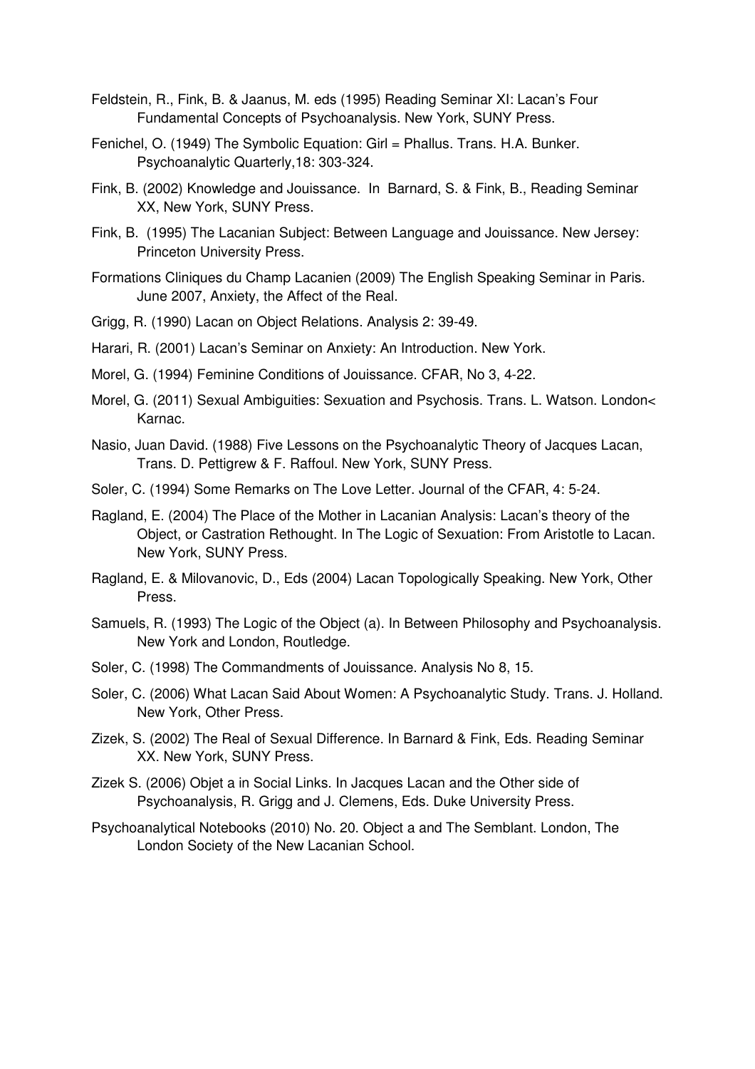Feldstein, R., Fink, B. & Jaanus, M. eds (1995) Reading Seminar XI: Lacan's Four Fundamental Concepts of Psychoanalysis. New York, SUNY Press.

Fenichel, O. (1949) The Symbolic Equation: Girl = Phallus. Trans. H.A. Bunker. Psychoanalytic Quarterly,18: 303-324.

Fink, B. (2002) Knowledge and Jouissance. In Barnard, S. & Fink, B., Reading Seminar XX, New York, SUNY Press.

Fink, B. (1995) The Lacanian Subject: Between Language and Jouissance. New Jersey: Princeton University Press.

Formations Cliniques du Champ Lacanien (2009) The English Speaking Seminar in Paris. June 2007, Anxiety, the Affect of the Real.

Grigg, R. (1990) Lacan on Object Relations. Analysis 2: 39-49.

Harari, R. (2001) Lacan's Seminar on Anxiety: An Introduction. New York.

Morel, G. (1994) Feminine Conditions of Jouissance. CFAR, No 3, 4-22.

Morel, G. (2011) Sexual Ambiguities: Sexuation and Psychosis. Trans. L. Watson. London< Karnac.

Nasio, Juan David. (1988) Five Lessons on the Psychoanalytic Theory of Jacques Lacan, Trans. D. Pettigrew & F. Raffoul. New York, SUNY Press.

Soler, C. (1994) Some Remarks on The Love Letter. Journal of the CFAR, 4: 5-24.

Ragland, E. (2004) The Place of the Mother in Lacanian Analysis: Lacan's theory of the Object, or Castration Rethought. In The Logic of Sexuation: From Aristotle to Lacan. New York, SUNY Press.

Ragland, E. & Milovanovic, D., Eds (2004) Lacan Topologically Speaking. New York, Other Press.

Samuels, R. (1993) The Logic of the Object (a). In Between Philosophy and Psychoanalysis. New York and London, Routledge.

Soler, C. (1998) The Commandments of Jouissance. Analysis No 8, 15.

Soler, C. (2006) What Lacan Said About Women: A Psychoanalytic Study. Trans. J. Holland. New York, Other Press.

Zizek, S. (2002) The Real of Sexual Difference. In Barnard & Fink, Eds. Reading Seminar XX. New York, SUNY Press.

Zizek S. (2006) Objet a in Social Links. In Jacques Lacan and the Other side of Psychoanalysis, R. Grigg and J. Clemens, Eds. Duke University Press.

Psychoanalytical Notebooks (2010) No. 20. Object a and The Semblant. London, The London Society of the New Lacanian School.